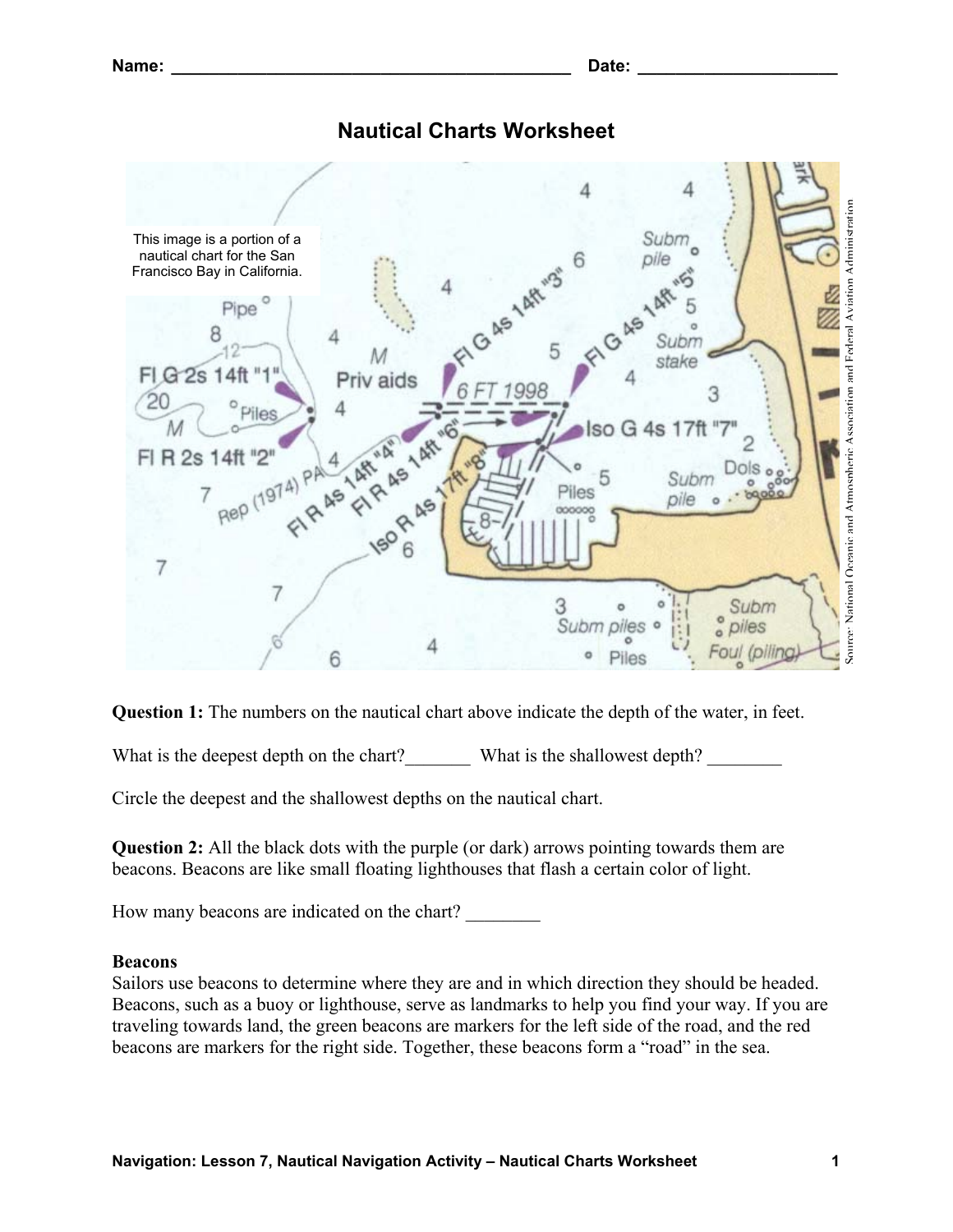Name: ____________________________________________ Date: ______________________

# Nautical Charts Worksheet

This image is a portion of a nautical chart for the San Francisco Bay in California.

Source: National Oceanic and Atmospheric Association and Federal Aviation Administration

**Question 1:** The numbers on the nautical chart above indicate the depth of the water, in feet.

What is the deepest depth on the chart?_______ What is the shallowest depth? ________

Circle the deepest and the shallowest depths on the nautical chart.

**Question 2:** All the black dots with the purple (or dark) arrows pointing towards them are beacons. Beacons are like small floating lighthouses that flash a certain color of light.

How many beacons are indicated on the chart? ________

**Beacons**

Sailors use beacons to determine where they are and in which direction they should be headed. Beacons, such as a buoy or lighthouse, serve as landmarks to help you find your way. If you are traveling towards land, the green beacons are markers for the left side of the road, and the red beacons are markers for the right side. Together, these beacons form a "road" in the sea.

**Navigation: Lesson 7, Nautical Navigation Activity – Nautical Charts Worksheet**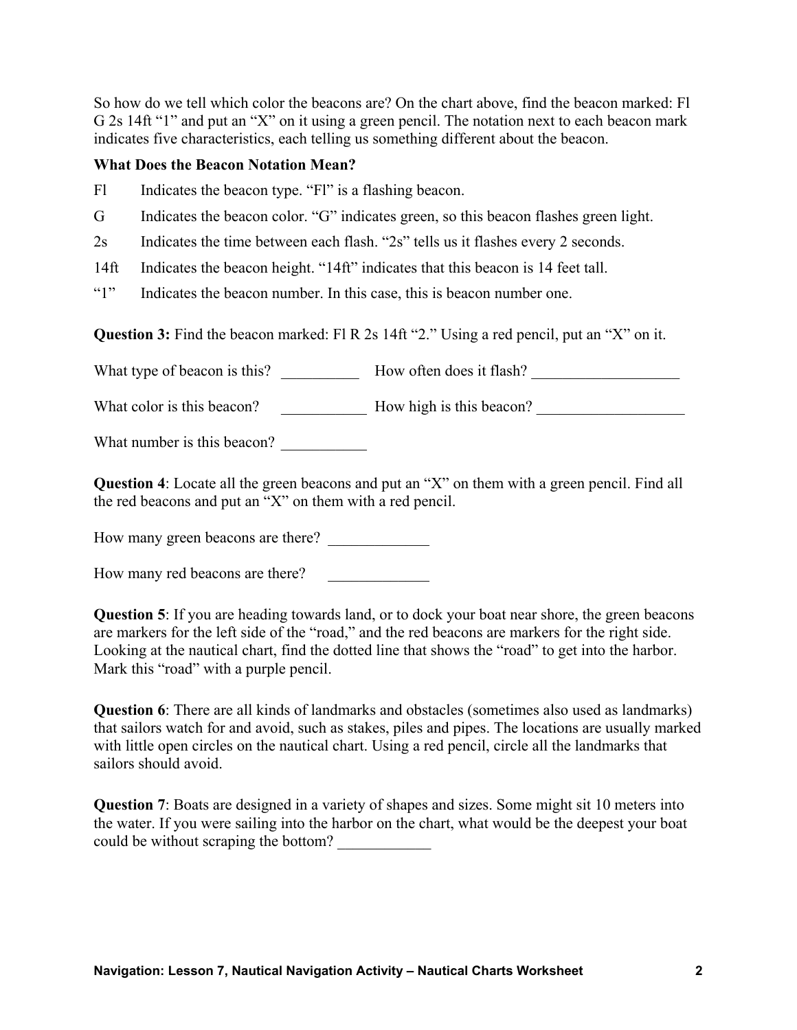So how do we tell which color the beacons are? On the chart above, find the beacon marked: Fl G 2s 14ft "1" and put an "X" on it using a green pencil. The notation next to each beacon mark indicates five characteristics, each telling us something different about the beacon.

**What Does the Beacon Notation Mean?**

| | |
|---|---|
| Fl | Indicates the beacon type. "Fl" is a flashing beacon. |
| G | Indicates the beacon color. "G" indicates green, so this beacon flashes green light. |
| 2s | Indicates the time between each flash. "2s" tells us it flashes every 2 seconds. |
| 14ft | Indicates the beacon height. "14ft" indicates that this beacon is 14 feet tall. |
| "1" | Indicates the beacon number. In this case, this is beacon number one. |

**Question 3:** Find the beacon marked: Fl R 2s 14ft "2." Using a red pencil, put an "X" on it.

What type of beacon is this? __________ How often does it flash? ___________________

What color is this beacon? ___________ How high is this beacon? ___________________

What number is this beacon? ___________

**Question 4**: Locate all the green beacons and put an "X" on them with a green pencil. Find all the red beacons and put an "X" on them with a red pencil.

How many green beacons are there? _____________

How many red beacons are there? _____________

**Question 5**: If you are heading towards land, or to dock your boat near shore, the green beacons are markers for the left side of the "road," and the red beacons are markers for the right side. Looking at the nautical chart, find the dotted line that shows the "road" to get into the harbor. Mark this "road" with a purple pencil.

**Question 6**: There are all kinds of landmarks and obstacles (sometimes also used as landmarks) that sailors watch for and avoid, such as stakes, piles and pipes. The locations are usually marked with little open circles on the nautical chart. Using a red pencil, circle all the landmarks that sailors should avoid.

**Question 7**: Boats are designed in a variety of shapes and sizes. Some might sit 10 meters into the water. If you were sailing into the harbor on the chart, what would be the deepest your boat could be without scraping the bottom? ____________